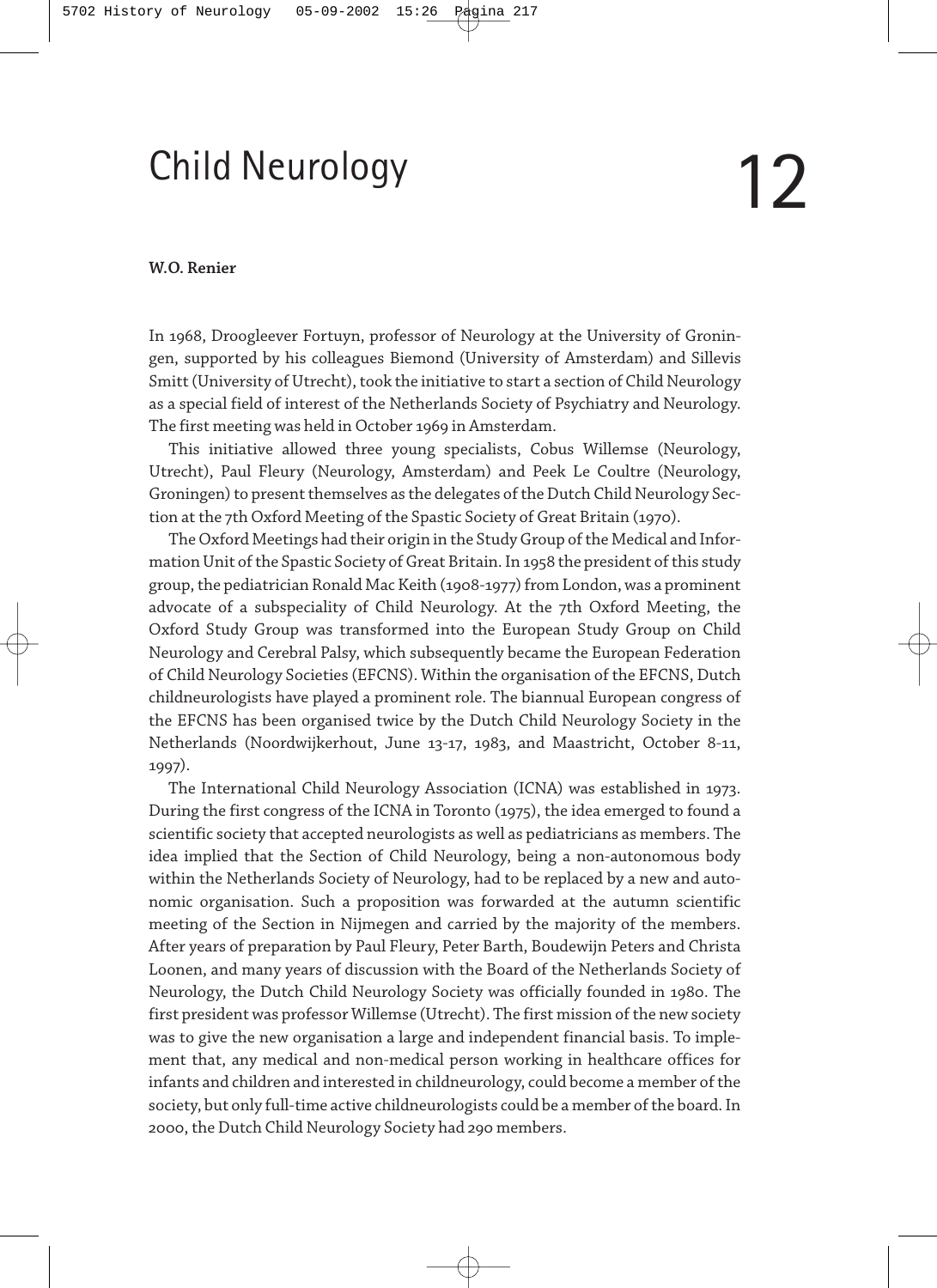# Child Neurology 12

**W.O. Renier**

In 1968, Droogleever Fortuyn, professor of Neurology at the University of Groningen, supported by his colleagues Biemond (University of Amsterdam) and Sillevis Smitt (University of Utrecht), took the initiative to start a section of Child Neurology as a special field of interest of the Netherlands Society of Psychiatry and Neurology. The first meeting was held in October 1969 in Amsterdam.

This initiative allowed three young specialists, Cobus Willemse (Neurology, Utrecht), Paul Fleury (Neurology, Amsterdam) and Peek Le Coultre (Neurology, Groningen) to present themselves as the delegates of the Dutch Child Neurology Section at the 7th Oxford Meeting of the Spastic Society of Great Britain (1970).

The Oxford Meetings had their origin in the Study Group of the Medical and Information Unit of the Spastic Society of Great Britain. In 1958 the president of this study group, the pediatrician Ronald Mac Keith (1908-1977) from London, was a prominent advocate of a subspeciality of Child Neurology. At the 7th Oxford Meeting, the Oxford Study Group was transformed into the European Study Group on Child Neurology and Cerebral Palsy, which subsequently became the European Federation of Child Neurology Societies (EFCNS). Within the organisation of the EFCNS, Dutch childneurologists have played a prominent role. The biannual European congress of the EFCNS has been organised twice by the Dutch Child Neurology Society in the Netherlands (Noordwijkerhout, June 13-17, 1983, and Maastricht, October 8-11, 1997).

The International Child Neurology Association (ICNA) was established in 1973. During the first congress of the ICNA in Toronto (1975), the idea emerged to found a scientific society that accepted neurologists as well as pediatricians as members. The idea implied that the Section of Child Neurology, being a non-autonomous body within the Netherlands Society of Neurology, had to be replaced by a new and autonomic organisation. Such a proposition was forwarded at the autumn scientific meeting of the Section in Nijmegen and carried by the majority of the members. After years of preparation by Paul Fleury, Peter Barth, Boudewijn Peters and Christa Loonen, and many years of discussion with the Board of the Netherlands Society of Neurology, the Dutch Child Neurology Society was officially founded in 1980. The first president was professor Willemse (Utrecht). The first mission of the new society was to give the new organisation a large and independent financial basis. To implement that, any medical and non-medical person working in healthcare offices for infants and children and interested in childneurology, could become a member of the society, but only full-time active childneurologists could be a member of the board. In 2000, the Dutch Child Neurology Society had 290 members.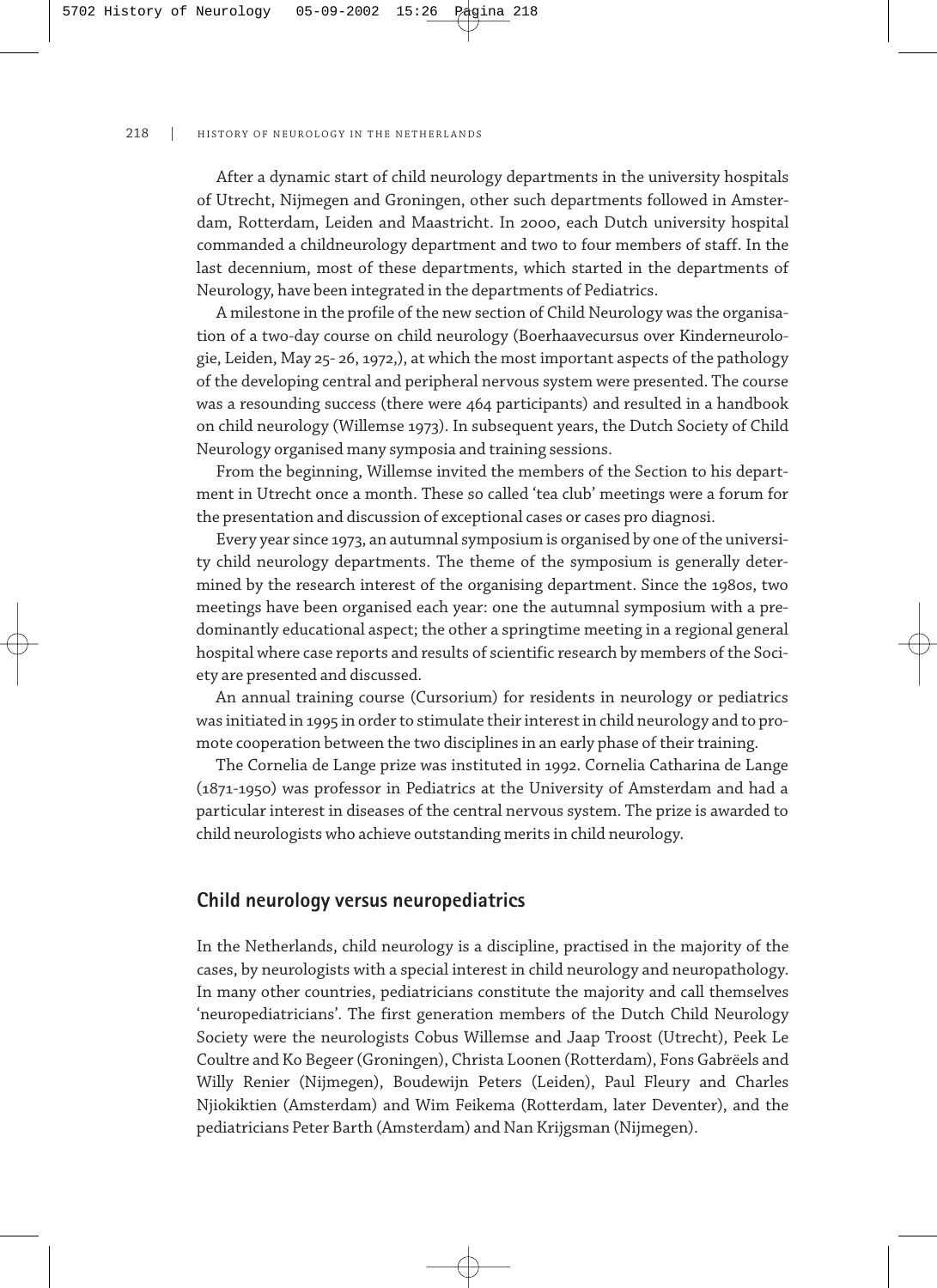After a dynamic start of child neurology departments in the university hospitals of Utrecht, Nijmegen and Groningen, other such departments followed in Amsterdam, Rotterdam, Leiden and Maastricht. In 2000, each Dutch university hospital commanded a childneurology department and two to four members of staff. In the last decennium, most of these departments, which started in the departments of Neurology, have been integrated in the departments of Pediatrics.

A milestone in the profile of the new section of Child Neurology was the organisation of a two-day course on child neurology (Boerhaavecursus over Kinderneurologie, Leiden, May 25- 26, 1972,), at which the most important aspects of the pathology of the developing central and peripheral nervous system were presented. The course was a resounding success (there were 464 participants) and resulted in a handbook on child neurology (Willemse 1973). In subsequent years, the Dutch Society of Child Neurology organised many symposia and training sessions.

From the beginning, Willemse invited the members of the Section to his department in Utrecht once a month. These so called 'tea club' meetings were a forum for the presentation and discussion of exceptional cases or cases pro diagnosi.

Every year since 1973, an autumnal symposium is organised by one of the university child neurology departments. The theme of the symposium is generally determined by the research interest of the organising department. Since the 1980s, two meetings have been organised each year: one the autumnal symposium with a predominantly educational aspect; the other a springtime meeting in a regional general hospital where case reports and results of scientific research by members of the Society are presented and discussed.

An annual training course (Cursorium) for residents in neurology or pediatrics was initiated in 1995 in order to stimulate their interest in child neurology and to promote cooperation between the two disciplines in an early phase of their training.

The Cornelia de Lange prize was instituted in 1992. Cornelia Catharina de Lange (1871-1950) was professor in Pediatrics at the University of Amsterdam and had a particular interest in diseases of the central nervous system. The prize is awarded to child neurologists who achieve outstanding merits in child neurology.

## Child neurology versus neuropediatrics

In the Netherlands, child neurology is a discipline, practised in the majority of the cases, by neurologists with a special interest in child neurology and neuropathology. In many other countries, pediatricians constitute the majority and call themselves 'neuropediatricians'. The first generation members of the Dutch Child Neurology Society were the neurologists Cobus Willemse and Jaap Troost (Utrecht), Peek Le Coultre and Ko Begeer (Groningen), Christa Loonen (Rotterdam), Fons Gabreëls and Willy Renier (Nijmegen), Boudewijn Peters (Leiden), Paul Fleury and Charles Njiokiktien (Amsterdam) and Wim Feikema (Rotterdam, later Deventer), and the pediatricians Peter Barth (Amsterdam) and Nan Krijgsman (Nijmegen).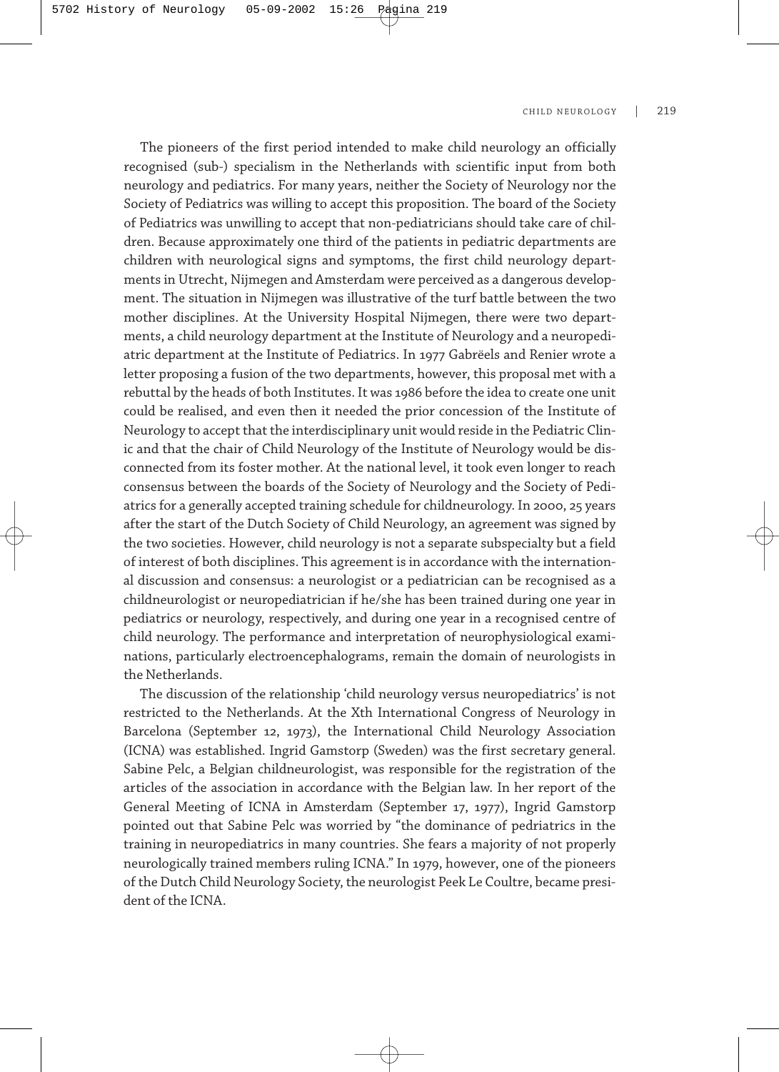The pioneers of the first period intended to make child neurology an officially recognised (sub-) specialism in the Netherlands with scientific input from both neurology and pediatrics. For many years, neither the Society of Neurology nor the Society of Pediatrics was willing to accept this proposition. The board of the Society of Pediatrics was unwilling to accept that non-pediatricians should take care of children. Because approximately one third of the patients in pediatric departments are children with neurological signs and symptoms, the first child neurology departments in Utrecht, Nijmegen and Amsterdam were perceived as a dangerous development. The situation in Nijmegen was illustrative of the turf battle between the two mother disciplines. At the University Hospital Nijmegen, there were two departments, a child neurology department at the Institute of Neurology and a neuropediatric department at the Institute of Pediatrics. In 1977 Gabrëels and Renier wrote a letter proposing a fusion of the two departments, however, this proposal met with a rebuttal by the heads of both Institutes. It was 1986 before the idea to create one unit could be realised, and even then it needed the prior concession of the Institute of Neurology to accept that the interdisciplinary unit would reside in the Pediatric Clinic and that the chair of Child Neurology of the Institute of Neurology would be disconnected from its foster mother. At the national level, it took even longer to reach consensus between the boards of the Society of Neurology and the Society of Pediatrics for a generally accepted training schedule for childneurology. In 2000, 25 years after the start of the Dutch Society of Child Neurology, an agreement was signed by the two societies. However, child neurology is not a separate subspecialty but a field of interest of both disciplines. This agreement is in accordance with the international discussion and consensus: a neurologist or a pediatrician can be recognised as a childneurologist or neuropediatrician if he/she has been trained during one year in pediatrics or neurology, respectively, and during one year in a recognised centre of child neurology. The performance and interpretation of neurophysiological examinations, particularly electroencephalograms, remain the domain of neurologists in the Netherlands.

The discussion of the relationship 'child neurology versus neuropediatrics' is not restricted to the Netherlands. At the Xth International Congress of Neurology in Barcelona (September 12, 1973), the International Child Neurology Association (ICNA) was established. Ingrid Gamstorp (Sweden) was the first secretary general. Sabine Pelc, a Belgian childneurologist, was responsible for the registration of the articles of the association in accordance with the Belgian law. In her report of the General Meeting of ICNA in Amsterdam (September 17, 1977), Ingrid Gamstorp pointed out that Sabine Pelc was worried by "the dominance of pedriatrics in the training in neuropediatrics in many countries. She fears a majority of not properly neurologically trained members ruling ICNA." In 1979, however, one of the pioneers of the Dutch Child Neurology Society, the neurologist Peek Le Coultre, became president of the ICNA.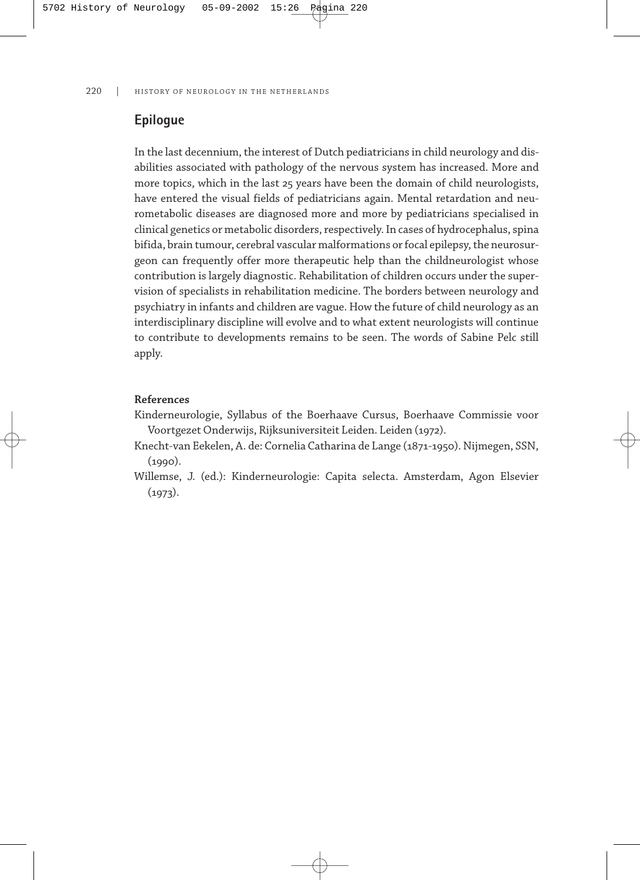## Epilogue

In the last decennium, the interest of Dutch pediatricians in child neurology and disabilities associated with pathology of the nervous system has increased. More and more topics, which in the last 25 years have been the domain of child neurologists, have entered the visual fields of pediatricians again. Mental retardation and neurometabolic diseases are diagnosed more and more by pediatricians specialised in clinical genetics or metabolic disorders, respectively. In cases of hydrocephalus, spina bifida, brain tumour, cerebral vascular malformations or focal epilepsy, the neurosurgeon can frequently offer more therapeutic help than the childneurologist whose contribution is largely diagnostic. Rehabilitation of children occurs under the supervision of specialists in rehabilitation medicine. The borders between neurology and psychiatry in infants and children are vague. How the future of child neurology as an interdisciplinary discipline will evolve and to what extent neurologists will continue to contribute to developments remains to be seen. The words of Sabine Pelc still apply.

### References

Kinderneurologie, Syllabus of the Boerhaave Cursus, Boerhaave Commissie voor Voortgezet Onderwijs, Rijksuniversiteit Leiden. Leiden (1972).

Knecht-van Eekelen, A. de: Cornelia Catharina de Lange (1871-1950). Nijmegen, SSN, (1990).

Willemse, J. (ed.): Kinderneurologie: Capita selecta. Amsterdam, Agon Elsevier (1973).